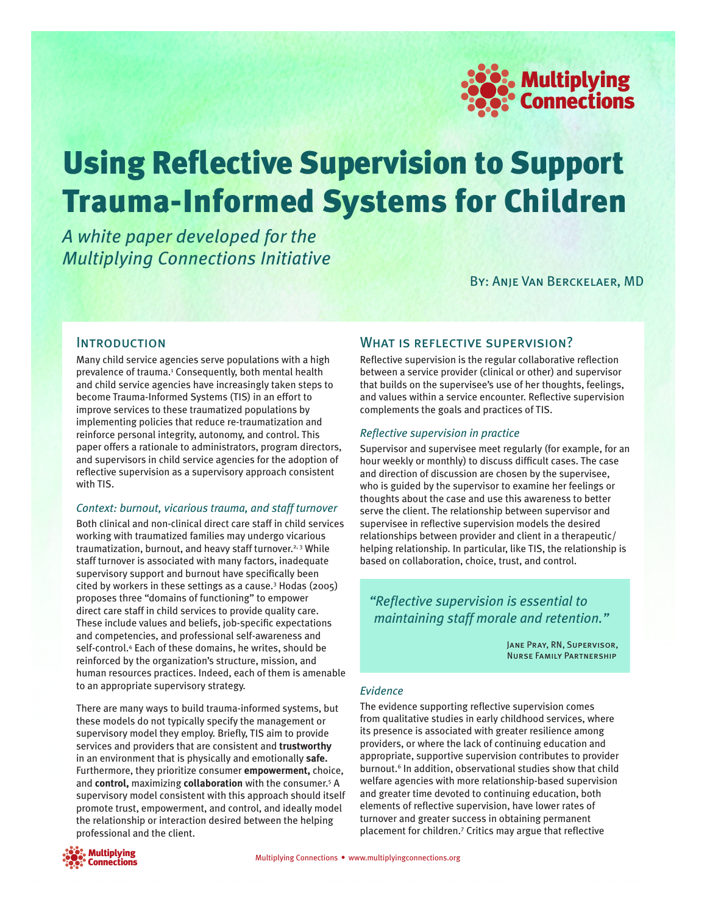# Using Reflective Supervision to Support Trauma-Informed Systems for Children

*A white paper developed for the Multiplying Connections Initiative*

By: Anje Van Berckelaer, MD

## Introduction

Many child service agencies serve populations with a high prevalence of trauma.[1] Consequently, both mental health and child service agencies have increasingly taken steps to become Trauma-Informed Systems (TIS) in an effort to improve services to these traumatized populations by implementing policies that reduce re-traumatization and reinforce personal integrity, autonomy, and control. This paper offers a rationale to administrators, program directors, and supervisors in child service agencies for the adoption of reflective supervision as a supervisory approach consistent with TIS.

### *Context: burnout, vicarious trauma, and staff turnover*

Both clinical and non-clinical direct care staff in child services working with traumatized families may undergo vicarious traumatization, burnout, and heavy staff turnover.[2, 3] While staff turnover is associated with many factors, inadequate supervisory support and burnout have specifically been cited by workers in these settings as a cause.[3] Hodas (2005) proposes three "domains of functioning" to empower direct care staff in child services to provide quality care. These include values and beliefs, job-specific expectations and competencies, and professional self-awareness and self-control.[4] Each of these domains, he writes, should be reinforced by the organization's structure, mission, and human resources practices. Indeed, each of them is amenable to an appropriate supervisory strategy.

There are many ways to build trauma-informed systems, but these models do not typically specify the management or supervisory model they employ. Briefly, TIS aim to provide services and providers that are consistent and **trustworthy** in an environment that is physically and emotionally **safe.** Furthermore, they prioritize consumer **empowerment,** choice, and **control,** maximizing **collaboration** with the consumer.[5] A supervisory model consistent with this approach should itself promote trust, empowerment, and control, and ideally model the relationship or interaction desired between the helping professional and the client.

## What is reflective supervision?

Reflective supervision is the regular collaborative reflection between a service provider (clinical or other) and supervisor that builds on the supervisee's use of her thoughts, feelings, and values within a service encounter. Reflective supervision complements the goals and practices of TIS.

### *Reflective supervision in practice*

Supervisor and supervisee meet regularly (for example, for an hour weekly or monthly) to discuss difficult cases. The case and direction of discussion are chosen by the supervisee, who is guided by the supervisor to examine her feelings or thoughts about the case and use this awareness to better serve the client. The relationship between supervisor and supervisee in reflective supervision models the desired relationships between provider and client in a therapeutic/helping relationship. In particular, like TIS, the relationship is based on collaboration, choice, trust, and control.

> *"Reflective supervision is essential to maintaining staff morale and retention."*
>
> Jane Pray, RN, Supervisor, Nurse Family Partnership

### *Evidence*

The evidence supporting reflective supervision comes from qualitative studies in early childhood services, where its presence is associated with greater resilience among providers, or where the lack of continuing education and appropriate, supportive supervision contributes to provider burnout.[6] In addition, observational studies show that child welfare agencies with more relationship-based supervision and greater time devoted to continuing education, both elements of reflective supervision, have lower rates of turnover and greater success in obtaining permanent placement for children.[7] Critics may argue that reflective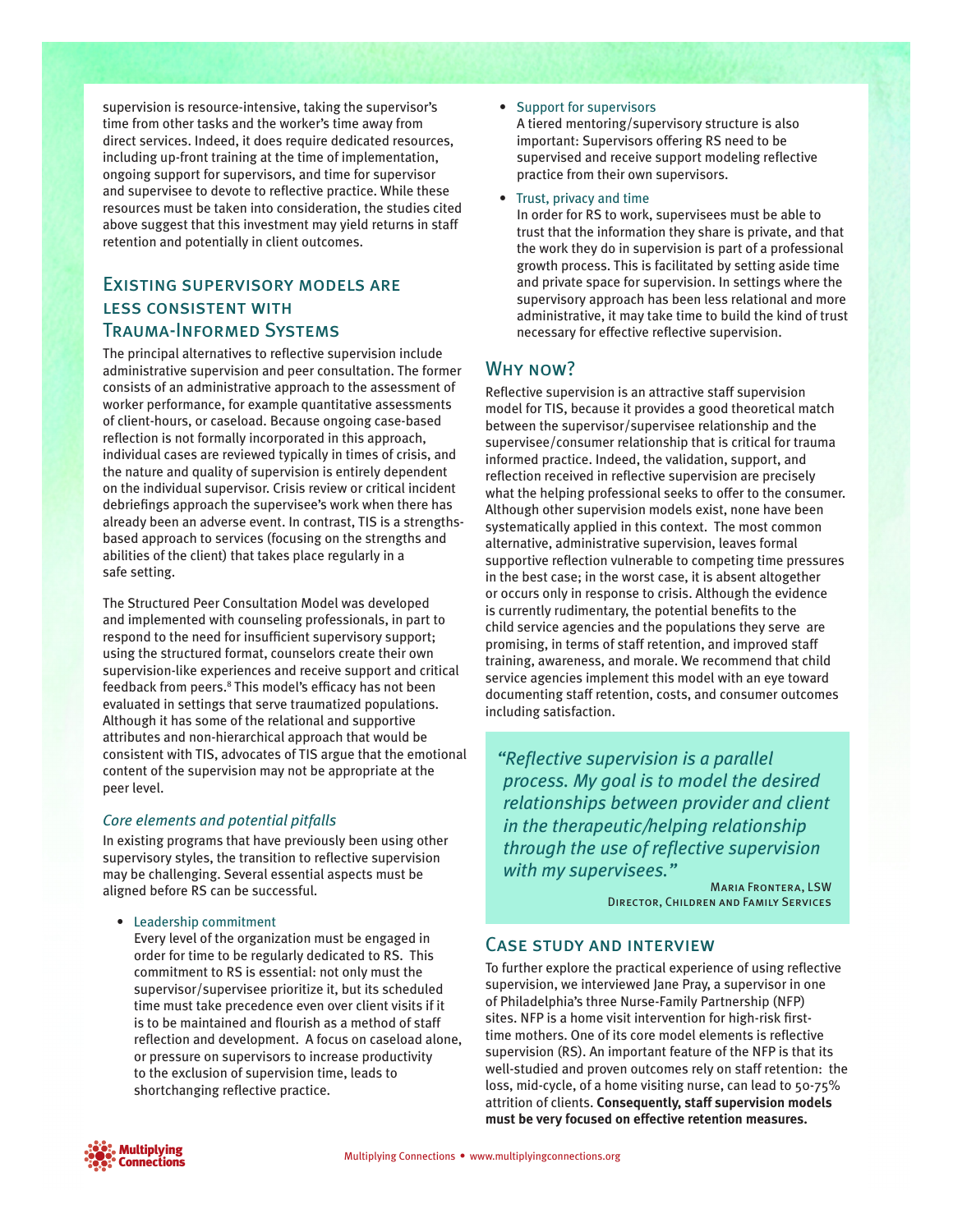supervision is resource-intensive, taking the supervisor's time from other tasks and the worker's time away from direct services. Indeed, it does require dedicated resources, including up-front training at the time of implementation, ongoing support for supervisors, and time for supervisor and supervisee to devote to reflective practice. While these resources must be taken into consideration, the studies cited above suggest that this investment may yield returns in staff retention and potentially in client outcomes.

## Existing supervisory models are less consistent with Trauma-Informed Systems

The principal alternatives to reflective supervision include administrative supervision and peer consultation. The former consists of an administrative approach to the assessment of worker performance, for example quantitative assessments of client-hours, or caseload. Because ongoing case-based reflection is not formally incorporated in this approach, individual cases are reviewed typically in times of crisis, and the nature and quality of supervision is entirely dependent on the individual supervisor. Crisis review or critical incident debriefings approach the supervisee's work when there has already been an adverse event. In contrast, TIS is a strengths-based approach to services (focusing on the strengths and abilities of the client) that takes place regularly in a safe setting.

The Structured Peer Consultation Model was developed and implemented with counseling professionals, in part to respond to the need for insufficient supervisory support; using the structured format, counselors create their own supervision-like experiences and receive support and critical feedback from peers.[8] This model's efficacy has not been evaluated in settings that serve traumatized populations. Although it has some of the relational and supportive attributes and non-hierarchical approach that would be consistent with TIS, advocates of TIS argue that the emotional content of the supervision may not be appropriate at the peer level.

### *Core elements and potential pitfalls*

In existing programs that have previously been using other supervisory styles, the transition to reflective supervision may be challenging. Several essential aspects must be aligned before RS can be successful.

- Leadership commitment
  Every level of the organization must be engaged in order for time to be regularly dedicated to RS. This commitment to RS is essential: not only must the supervisor/supervisee prioritize it, but its scheduled time must take precedence even over client visits if it is to be maintained and flourish as a method of staff reflection and development. A focus on caseload alone, or pressure on supervisors to increase productivity to the exclusion of supervision time, leads to shortchanging reflective practice.
- Support for supervisors
  A tiered mentoring/supervisory structure is also important: Supervisors offering RS need to be supervised and receive support modeling reflective practice from their own supervisors.
- Trust, privacy and time
  In order for RS to work, supervisees must be able to trust that the information they share is private, and that the work they do in supervision is part of a professional growth process. This is facilitated by setting aside time and private space for supervision. In settings where the supervisory approach has been less relational and more administrative, it may take time to build the kind of trust necessary for effective reflective supervision.

## Why now?

Reflective supervision is an attractive staff supervision model for TIS, because it provides a good theoretical match between the supervisor/supervisee relationship and the supervisee/consumer relationship that is critical for trauma informed practice. Indeed, the validation, support, and reflection received in reflective supervision are precisely what the helping professional seeks to offer to the consumer. Although other supervision models exist, none have been systematically applied in this context. The most common alternative, administrative supervision, leaves formal supportive reflection vulnerable to competing time pressures in the best case; in the worst case, it is absent altogether or occurs only in response to crisis. Although the evidence is currently rudimentary, the potential benefits to the child service agencies and the populations they serve are promising, in terms of staff retention, and improved staff training, awareness, and morale. We recommend that child service agencies implement this model with an eye toward documenting staff retention, costs, and consumer outcomes including satisfaction.

> *"Reflective supervision is a parallel process. My goal is to model the desired relationships between provider and client in the therapeutic/helping relationship through the use of reflective supervision with my supervisees."*
>
> Maria Frontera, LSW
> Director, Children and Family Services

## Case study and interview

To further explore the practical experience of using reflective supervision, we interviewed Jane Pray, a supervisor in one of Philadelphia's three Nurse-Family Partnership (NFP) sites. NFP is a home visit intervention for high-risk first-time mothers. One of its core model elements is reflective supervision (RS). An important feature of the NFP is that its well-studied and proven outcomes rely on staff retention: the loss, mid-cycle, of a home visiting nurse, can lead to 50-75% attrition of clients. **Consequently, staff supervision models must be very focused on effective retention measures.**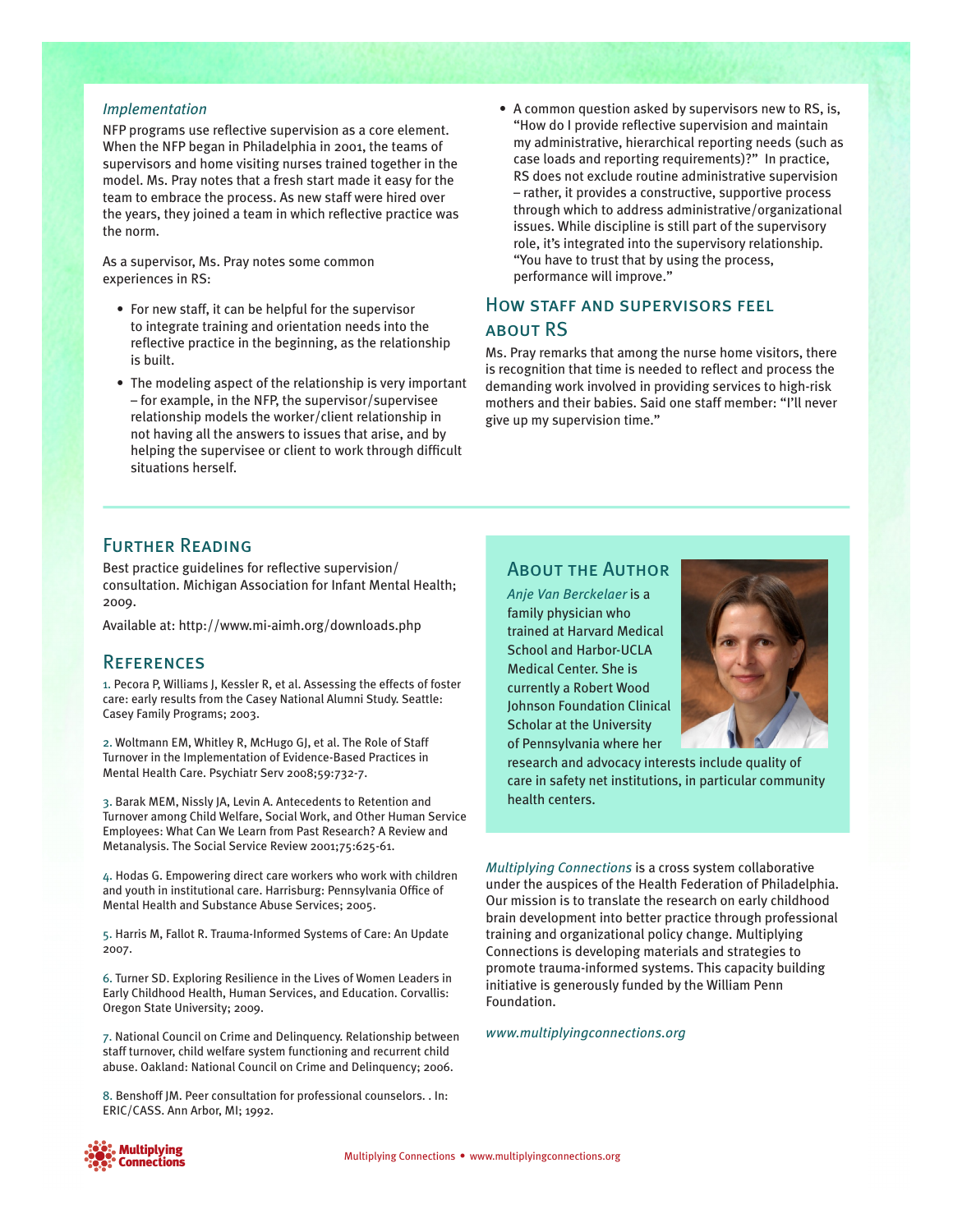### *Implementation*

NFP programs use reflective supervision as a core element. When the NFP began in Philadelphia in 2001, the teams of supervisors and home visiting nurses trained together in the model. Ms. Pray notes that a fresh start made it easy for the team to embrace the process. As new staff were hired over the years, they joined a team in which reflective practice was the norm.

As a supervisor, Ms. Pray notes some common experiences in RS:

- For new staff, it can be helpful for the supervisor to integrate training and orientation needs into the reflective practice in the beginning, as the relationship is built.
- The modeling aspect of the relationship is very important – for example, in the NFP, the supervisor/supervisee relationship models the worker/client relationship in not having all the answers to issues that arise, and by helping the supervisee or client to work through difficult situations herself.
- A common question asked by supervisors new to RS, is, "How do I provide reflective supervision and maintain my administrative, hierarchical reporting needs (such as case loads and reporting requirements)?" In practice, RS does not exclude routine administrative supervision – rather, it provides a constructive, supportive process through which to address administrative/organizational issues. While discipline is still part of the supervisory role, it's integrated into the supervisory relationship. "You have to trust that by using the process, performance will improve."

## How staff and supervisors feel about RS

Ms. Pray remarks that among the nurse home visitors, there is recognition that time is needed to reflect and process the demanding work involved in providing services to high-risk mothers and their babies. Said one staff member: "I'll never give up my supervision time."

## Further Reading

Best practice guidelines for reflective supervision/consultation. Michigan Association for Infant Mental Health; 2009.

Available at: http://www.mi-aimh.org/downloads.php

## References

1. Pecora P, Williams J, Kessler R, et al. Assessing the effects of foster care: early results from the Casey National Alumni Study. Seattle: Casey Family Programs; 2003.

2. Woltmann EM, Whitley R, McHugo GJ, et al. The Role of Staff Turnover in the Implementation of Evidence-Based Practices in Mental Health Care. Psychiatr Serv 2008;59:732-7.

3. Barak MEM, Nissly JA, Levin A. Antecedents to Retention and Turnover among Child Welfare, Social Work, and Other Human Service Employees: What Can We Learn from Past Research? A Review and Metanalysis. The Social Service Review 2001;75:625-61.

4. Hodas G. Empowering direct care workers who work with children and youth in institutional care. Harrisburg: Pennsylvania Office of Mental Health and Substance Abuse Services; 2005.

5. Harris M, Fallot R. Trauma-Informed Systems of Care: An Update 2007.

6. Turner SD. Exploring Resilience in the Lives of Women Leaders in Early Childhood Health, Human Services, and Education. Corvallis: Oregon State University; 2009.

7. National Council on Crime and Delinquency. Relationship between staff turnover, child welfare system functioning and recurrent child abuse. Oakland: National Council on Crime and Delinquency; 2006.

8. Benshoff JM. Peer consultation for professional counselors. . In: ERIC/CASS. Ann Arbor, MI; 1992.

## About the Author

*Anje Van Berckelaer* is a family physician who trained at Harvard Medical School and Harbor-UCLA Medical Center. She is currently a Robert Wood Johnson Foundation Clinical Scholar at the University of Pennsylvania where her research and advocacy interests include quality of care in safety net institutions, in particular community health centers.

*Multiplying Connections* is a cross system collaborative under the auspices of the Health Federation of Philadelphia. Our mission is to translate the research on early childhood brain development into better practice through professional training and organizational policy change. Multiplying Connections is developing materials and strategies to promote trauma-informed systems. This capacity building initiative is generously funded by the William Penn Foundation.

*www.multiplyingconnections.org*